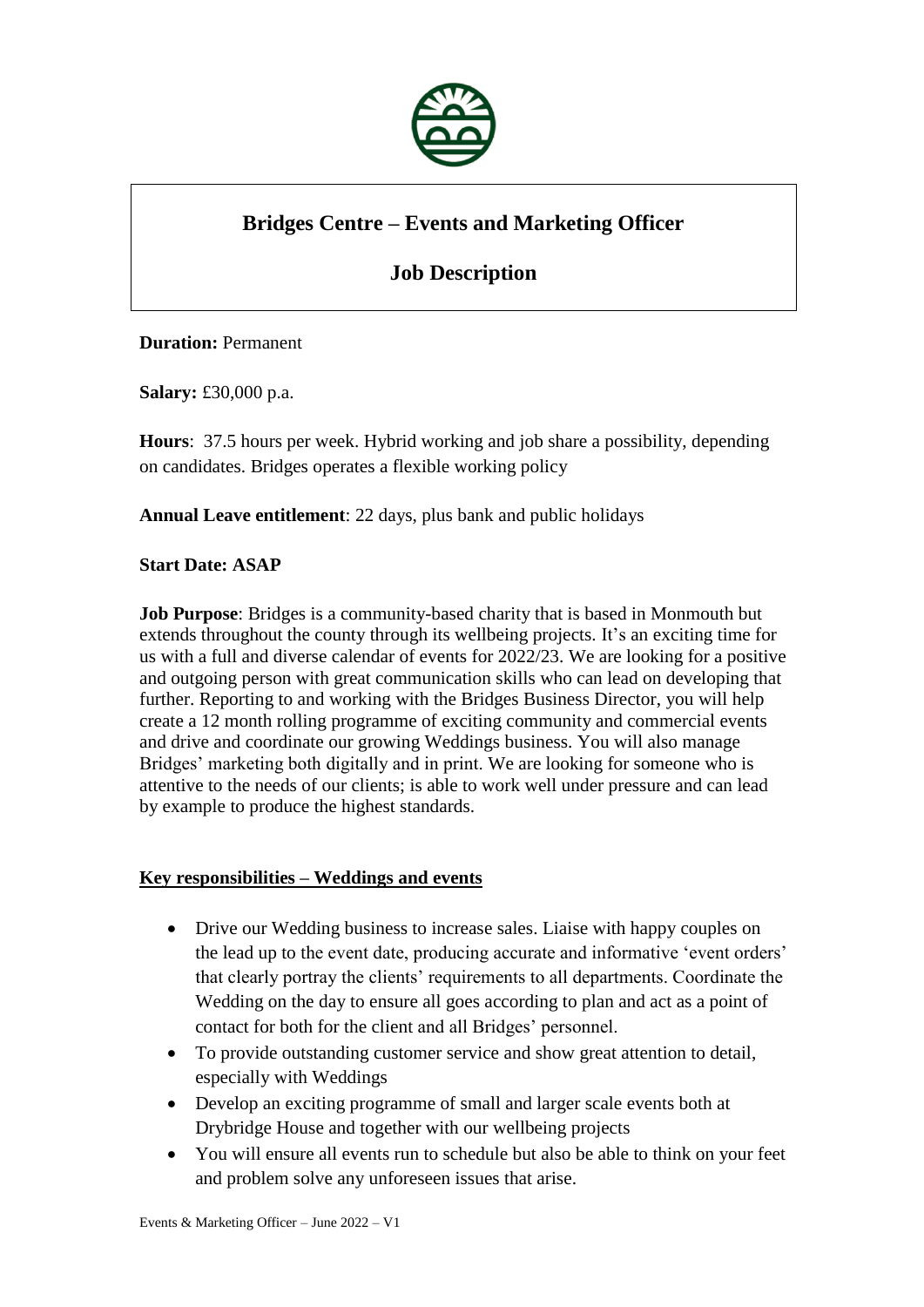# Bridges Centre – Events and Marketing Officer

## Job Description

**Duration:** Permanent

**Salary:** £30,000 p.a.

**Hours**: 37.5 hours per week. Hybrid working and job share a possibility, depending on candidates. Bridges operates a flexible working policy

**Annual Leave entitlement**: 22 days, plus bank and public holidays

**Start Date: ASAP**

**Job Purpose**: Bridges is a community-based charity that is based in Monmouth but extends throughout the county through its wellbeing projects. It's an exciting time for us with a full and diverse calendar of events for 2022/23. We are looking for a positive and outgoing person with great communication skills who can lead on developing that further. Reporting to and working with the Bridges Business Director, you will help create a 12 month rolling programme of exciting community and commercial events and drive and coordinate our growing Weddings business. You will also manage Bridges' marketing both digitally and in print. We are looking for someone who is attentive to the needs of our clients; is able to work well under pressure and can lead by example to produce the highest standards.

## Key responsibilities – Weddings and events

- Drive our Wedding business to increase sales. Liaise with happy couples on the lead up to the event date, producing accurate and informative 'event orders' that clearly portray the clients' requirements to all departments. Coordinate the Wedding on the day to ensure all goes according to plan and act as a point of contact for both for the client and all Bridges' personnel.
- To provide outstanding customer service and show great attention to detail, especially with Weddings
- Develop an exciting programme of small and larger scale events both at Drybridge House and together with our wellbeing projects
- You will ensure all events run to schedule but also be able to think on your feet and problem solve any unforeseen issues that arise.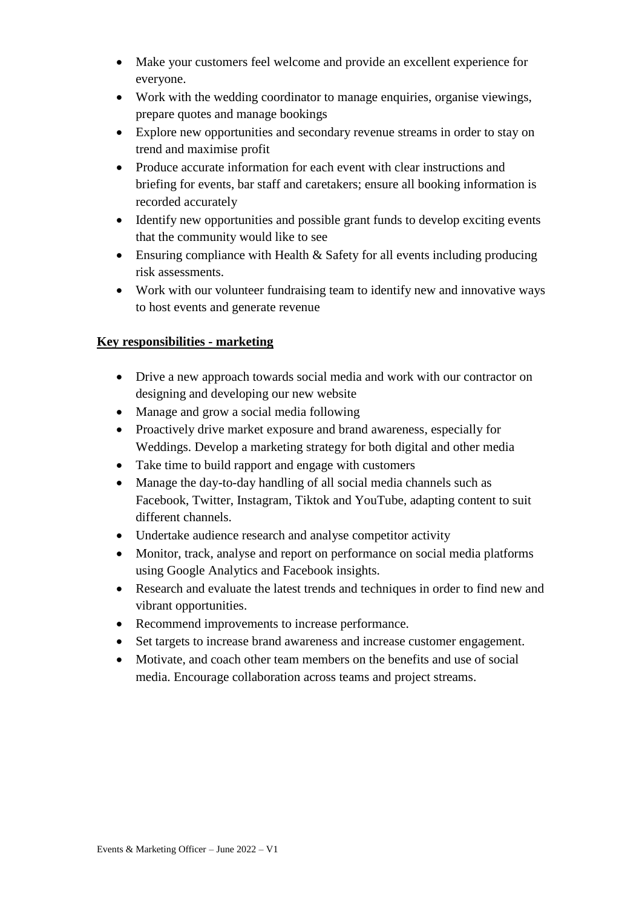- Make your customers feel welcome and provide an excellent experience for everyone.
- Work with the wedding coordinator to manage enquiries, organise viewings, prepare quotes and manage bookings
- Explore new opportunities and secondary revenue streams in order to stay on trend and maximise profit
- Produce accurate information for each event with clear instructions and briefing for events, bar staff and caretakers; ensure all booking information is recorded accurately
- Identify new opportunities and possible grant funds to develop exciting events that the community would like to see
- Ensuring compliance with Health & Safety for all events including producing risk assessments.
- Work with our volunteer fundraising team to identify new and innovative ways to host events and generate revenue

**Key responsibilities - marketing**

- Drive a new approach towards social media and work with our contractor on designing and developing our new website
- Manage and grow a social media following
- Proactively drive market exposure and brand awareness, especially for Weddings. Develop a marketing strategy for both digital and other media
- Take time to build rapport and engage with customers
- Manage the day-to-day handling of all social media channels such as Facebook, Twitter, Instagram, Tiktok and YouTube, adapting content to suit different channels.
- Undertake audience research and analyse competitor activity
- Monitor, track, analyse and report on performance on social media platforms using Google Analytics and Facebook insights.
- Research and evaluate the latest trends and techniques in order to find new and vibrant opportunities.
- Recommend improvements to increase performance.
- Set targets to increase brand awareness and increase customer engagement.
- Motivate, and coach other team members on the benefits and use of social media. Encourage collaboration across teams and project streams.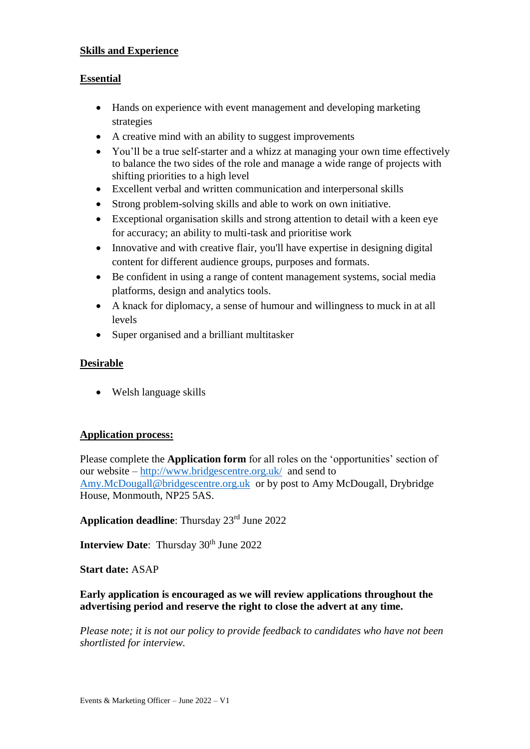## Skills and Experience

### Essential

- Hands on experience with event management and developing marketing strategies
- A creative mind with an ability to suggest improvements
- You'll be a true self-starter and a whizz at managing your own time effectively to balance the two sides of the role and manage a wide range of projects with shifting priorities to a high level
- Excellent verbal and written communication and interpersonal skills
- Strong problem-solving skills and able to work on own initiative.
- Exceptional organisation skills and strong attention to detail with a keen eye for accuracy; an ability to multi-task and prioritise work
- Innovative and with creative flair, you'll have expertise in designing digital content for different audience groups, purposes and formats.
- Be confident in using a range of content management systems, social media platforms, design and analytics tools.
- A knack for diplomacy, a sense of humour and willingness to muck in at all levels
- Super organised and a brilliant multitasker

### Desirable

- Welsh language skills

### Application process:

Please complete the **Application form** for all roles on the 'opportunities' section of our website – [http://www.bridgescentre.org.uk/](http://www.bridgescentre.org.uk/) and send to [Amy.McDougall@bridgescentre.org.uk](mailto:Amy.McDougall@bridgescentre.org.uk) or by post to Amy McDougall, Drybridge House, Monmouth, NP25 5AS.

**Application deadline**: Thursday 23rd June 2022

**Interview Date**: Thursday 30th June 2022

**Start date:** ASAP

**Early application is encouraged as we will review applications throughout the advertising period and reserve the right to close the advert at any time.**

*Please note; it is not our policy to provide feedback to candidates who have not been shortlisted for interview.*